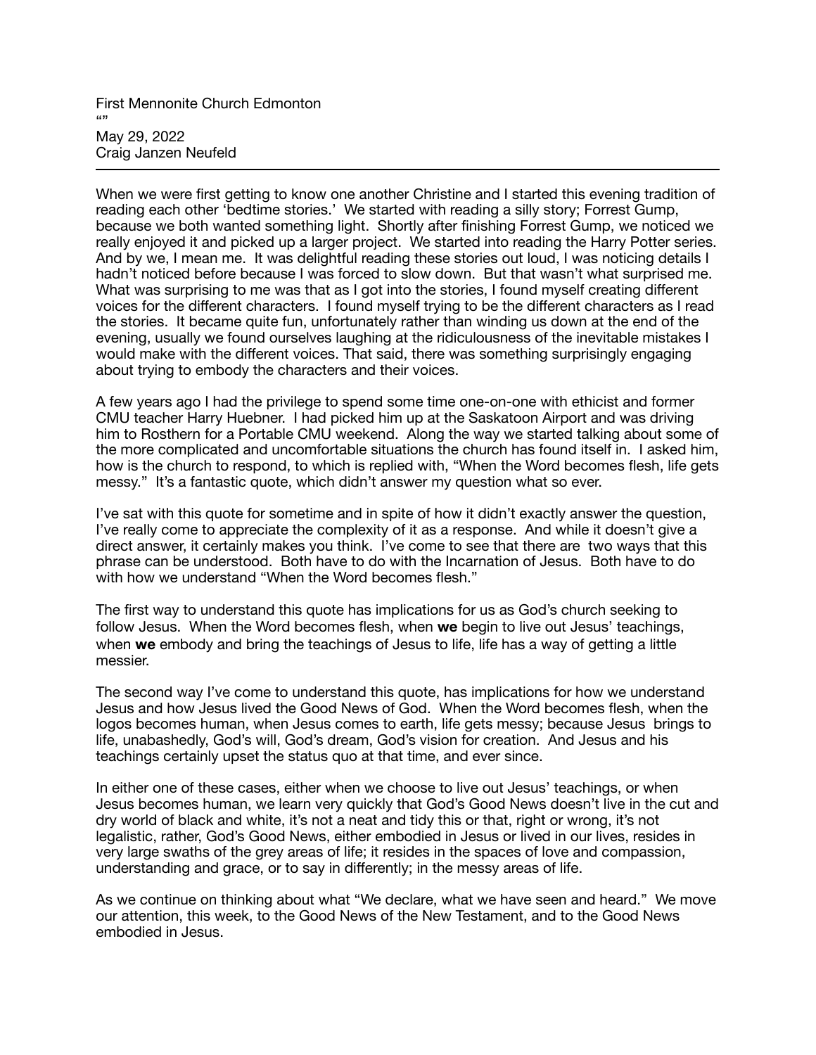First Mennonite Church Edmonton
“”
May 29, 2022
Craig Janzen Neufeld

---

When we were first getting to know one another Christine and I started this evening tradition of reading each other ‘bedtime stories.’ We started with reading a silly story; Forrest Gump, because we both wanted something light. Shortly after finishing Forrest Gump, we noticed we really enjoyed it and picked up a larger project. We started into reading the Harry Potter series. And by we, I mean me. It was delightful reading these stories out loud, I was noticing details I hadn’t noticed before because I was forced to slow down. But that wasn’t what surprised me. What was surprising to me was that as I got into the stories, I found myself creating different voices for the different characters. I found myself trying to be the different characters as I read the stories. It became quite fun, unfortunately rather than winding us down at the end of the evening, usually we found ourselves laughing at the ridiculousness of the inevitable mistakes I would make with the different voices. That said, there was something surprisingly engaging about trying to embody the characters and their voices.

A few years ago I had the privilege to spend some time one-on-one with ethicist and former CMU teacher Harry Huebner. I had picked him up at the Saskatoon Airport and was driving him to Rosthern for a Portable CMU weekend. Along the way we started talking about some of the more complicated and uncomfortable situations the church has found itself in. I asked him, how is the church to respond, to which is replied with, “When the Word becomes flesh, life gets messy.” It’s a fantastic quote, which didn’t answer my question what so ever.

I’ve sat with this quote for sometime and in spite of how it didn’t exactly answer the question, I’ve really come to appreciate the complexity of it as a response. And while it doesn’t give a direct answer, it certainly makes you think. I’ve come to see that there are two ways that this phrase can be understood. Both have to do with the Incarnation of Jesus. Both have to do with how we understand “When the Word becomes flesh.”

The first way to understand this quote has implications for us as God’s church seeking to follow Jesus. When the Word becomes flesh, when **we** begin to live out Jesus’ teachings, when **we** embody and bring the teachings of Jesus to life, life has a way of getting a little messier.

The second way I’ve come to understand this quote, has implications for how we understand Jesus and how Jesus lived the Good News of God. When the Word becomes flesh, when the logos becomes human, when Jesus comes to earth, life gets messy; because Jesus brings to life, unabashedly, God’s will, God’s dream, God’s vision for creation. And Jesus and his teachings certainly upset the status quo at that time, and ever since.

In either one of these cases, either when we choose to live out Jesus’ teachings, or when Jesus becomes human, we learn very quickly that God’s Good News doesn’t live in the cut and dry world of black and white, it’s not a neat and tidy this or that, right or wrong, it’s not legalistic, rather, God’s Good News, either embodied in Jesus or lived in our lives, resides in very large swaths of the grey areas of life; it resides in the spaces of love and compassion, understanding and grace, or to say in differently; in the messy areas of life.

As we continue on thinking about what “We declare, what we have seen and heard.” We move our attention, this week, to the Good News of the New Testament, and to the Good News embodied in Jesus.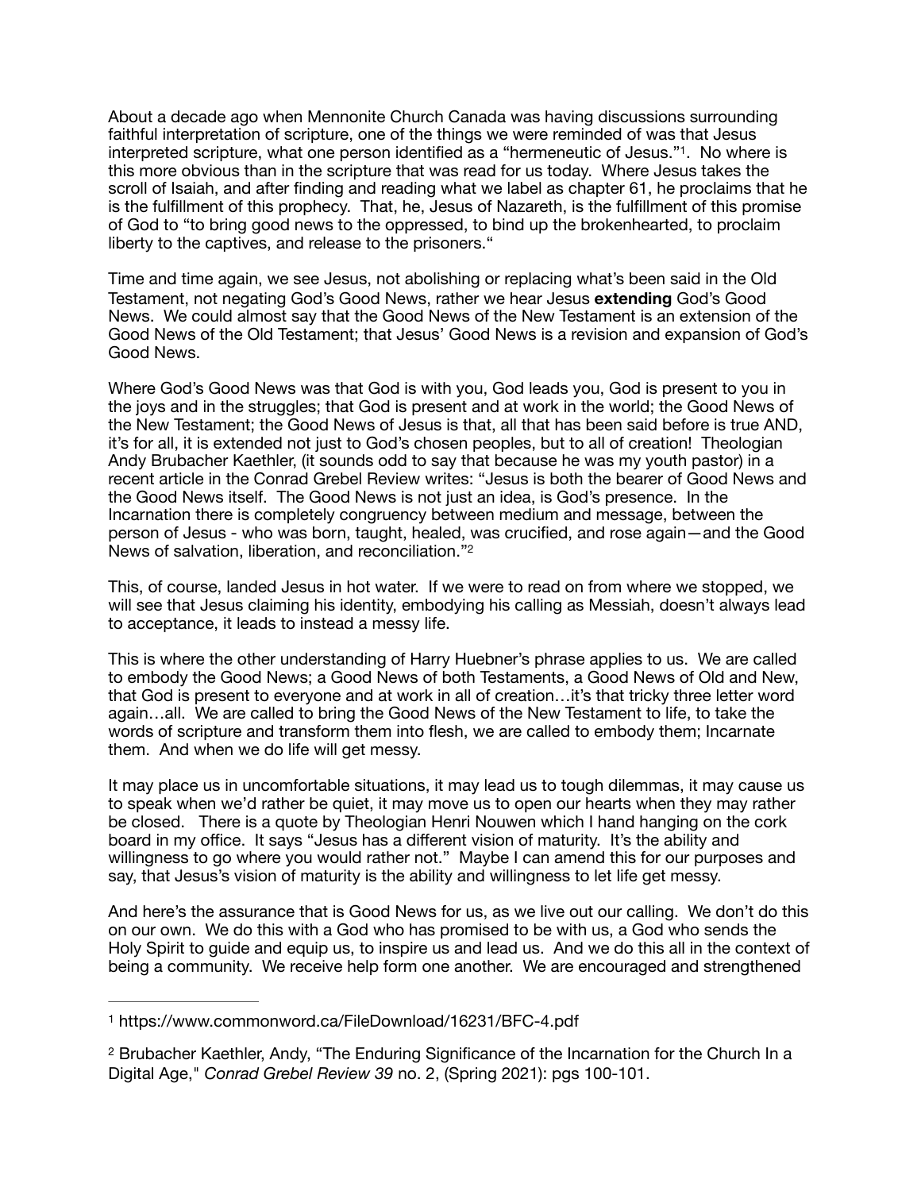About a decade ago when Mennonite Church Canada was having discussions surrounding faithful interpretation of scripture, one of the things we were reminded of was that Jesus interpreted scripture, what one person identified as a "hermeneutic of Jesus."[1]. No where is this more obvious than in the scripture that was read for us today. Where Jesus takes the scroll of Isaiah, and after finding and reading what we label as chapter 61, he proclaims that he is the fulfillment of this prophecy. That, he, Jesus of Nazareth, is the fulfillment of this promise of God to "to bring good news to the oppressed, to bind up the brokenhearted, to proclaim liberty to the captives, and release to the prisoners."

Time and time again, we see Jesus, not abolishing or replacing what's been said in the Old Testament, not negating God's Good News, rather we hear Jesus **extending** God's Good News. We could almost say that the Good News of the New Testament is an extension of the Good News of the Old Testament; that Jesus' Good News is a revision and expansion of God's Good News.

Where God's Good News was that God is with you, God leads you, God is present to you in the joys and in the struggles; that God is present and at work in the world; the Good News of the New Testament; the Good News of Jesus is that, all that has been said before is true AND, it's for all, it is extended not just to God's chosen peoples, but to all of creation! Theologian Andy Brubacher Kaethler, (it sounds odd to say that because he was my youth pastor) in a recent article in the Conrad Grebel Review writes: "Jesus is both the bearer of Good News and the Good News itself. The Good News is not just an idea, is God's presence. In the Incarnation there is completely congruency between medium and message, between the person of Jesus - who was born, taught, healed, was crucified, and rose again—and the Good News of salvation, liberation, and reconciliation."[2]

This, of course, landed Jesus in hot water. If we were to read on from where we stopped, we will see that Jesus claiming his identity, embodying his calling as Messiah, doesn't always lead to acceptance, it leads to instead a messy life.

This is where the other understanding of Harry Huebner's phrase applies to us. We are called to embody the Good News; a Good News of both Testaments, a Good News of Old and New, that God is present to everyone and at work in all of creation…it's that tricky three letter word again…all. We are called to bring the Good News of the New Testament to life, to take the words of scripture and transform them into flesh, we are called to embody them; Incarnate them. And when we do life will get messy.

It may place us in uncomfortable situations, it may lead us to tough dilemmas, it may cause us to speak when we'd rather be quiet, it may move us to open our hearts when they may rather be closed. There is a quote by Theologian Henri Nouwen which I hand hanging on the cork board in my office. It says "Jesus has a different vision of maturity. It's the ability and willingness to go where you would rather not." Maybe I can amend this for our purposes and say, that Jesus's vision of maturity is the ability and willingness to let life get messy.

And here's the assurance that is Good News for us, as we live out our calling. We don't do this on our own. We do this with a God who has promised to be with us, a God who sends the Holy Spirit to guide and equip us, to inspire us and lead us. And we do this all in the context of being a community. We receive help form one another. We are encouraged and strengthened

---

[1] https://www.commonword.ca/FileDownload/16231/BFC-4.pdf

[2] Brubacher Kaethler, Andy, "The Enduring Significance of the Incarnation for the Church In a Digital Age," *Conrad Grebel Review 39* no. 2, (Spring 2021): pgs 100-101.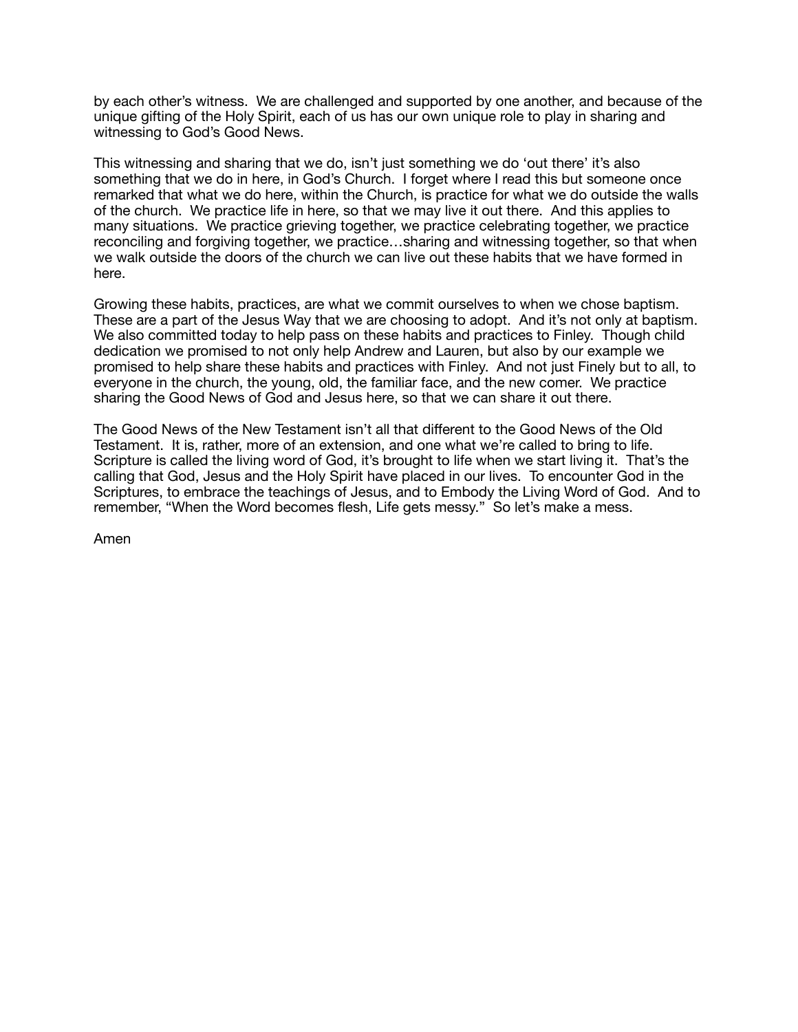by each other's witness. We are challenged and supported by one another, and because of the unique gifting of the Holy Spirit, each of us has our own unique role to play in sharing and witnessing to God's Good News.

This witnessing and sharing that we do, isn't just something we do 'out there' it's also something that we do in here, in God's Church. I forget where I read this but someone once remarked that what we do here, within the Church, is practice for what we do outside the walls of the church. We practice life in here, so that we may live it out there. And this applies to many situations. We practice grieving together, we practice celebrating together, we practice reconciling and forgiving together, we practice…sharing and witnessing together, so that when we walk outside the doors of the church we can live out these habits that we have formed in here.

Growing these habits, practices, are what we commit ourselves to when we chose baptism. These are a part of the Jesus Way that we are choosing to adopt. And it's not only at baptism. We also committed today to help pass on these habits and practices to Finley. Though child dedication we promised to not only help Andrew and Lauren, but also by our example we promised to help share these habits and practices with Finley. And not just Finely but to all, to everyone in the church, the young, old, the familiar face, and the new comer. We practice sharing the Good News of God and Jesus here, so that we can share it out there.

The Good News of the New Testament isn't all that different to the Good News of the Old Testament. It is, rather, more of an extension, and one what we're called to bring to life. Scripture is called the living word of God, it's brought to life when we start living it. That's the calling that God, Jesus and the Holy Spirit have placed in our lives. To encounter God in the Scriptures, to embrace the teachings of Jesus, and to Embody the Living Word of God. And to remember, "When the Word becomes flesh, Life gets messy." So let's make a mess.

Amen